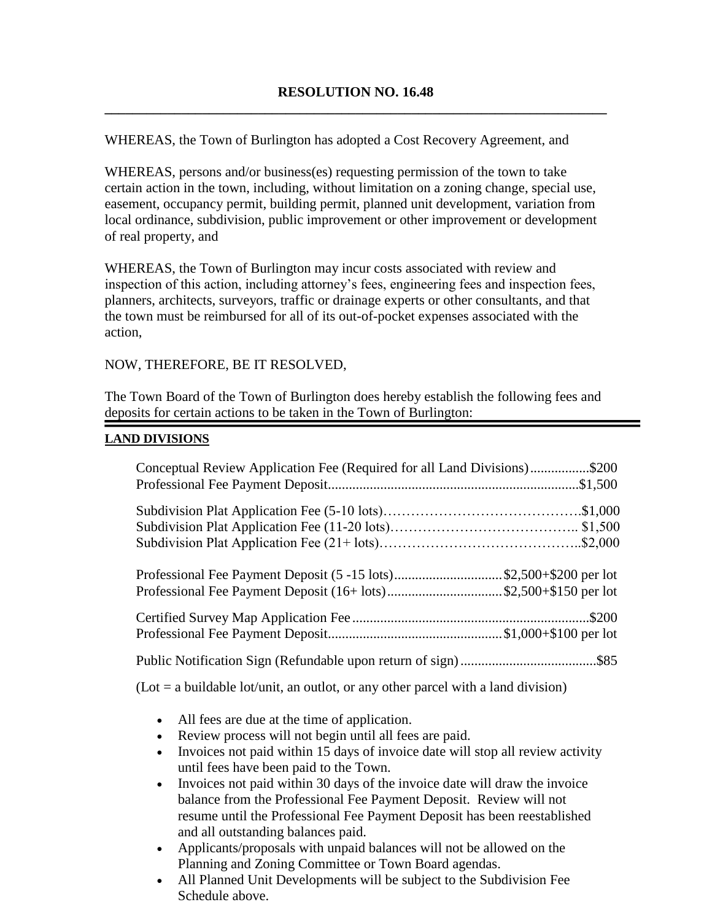# RESOLUTION NO. 16.48

WHEREAS, the Town of Burlington has adopted a Cost Recovery Agreement, and

WHEREAS, persons and/or business(es) requesting permission of the town to take certain action in the town, including, without limitation on a zoning change, special use, easement, occupancy permit, building permit, planned unit development, variation from local ordinance, subdivision, public improvement or other improvement or development of real property, and

WHEREAS, the Town of Burlington may incur costs associated with review and inspection of this action, including attorney's fees, engineering fees and inspection fees, planners, architects, surveyors, traffic or drainage experts or other consultants, and that the town must be reimbursed for all of its out-of-pocket expenses associated with the action,

NOW, THEREFORE, BE IT RESOLVED,

The Town Board of the Town of Burlington does hereby establish the following fees and deposits for certain actions to be taken in the Town of Burlington:

**LAND DIVISIONS**

| | |
|---|---|
| Conceptual Review Application Fee (Required for all Land Divisions) | $200 |
| Professional Fee Payment Deposit | $1,500 |
| Subdivision Plat Application Fee (5-10 lots) | $1,000 |
| Subdivision Plat Application Fee (11-20 lots) | $1,500 |
| Subdivision Plat Application Fee (21+ lots) | $2,000 |
| Professional Fee Payment Deposit (5 -15 lots) | $2,500+$200 per lot |
| Professional Fee Payment Deposit (16+ lots) | $2,500+$150 per lot |
| Certified Survey Map Application Fee | $200 |
| Professional Fee Payment Deposit | $1,000+$100 per lot |
| Public Notification Sign (Refundable upon return of sign) | $85 |

(Lot = a buildable lot/unit, an outlot, or any other parcel with a land division)

- All fees are due at the time of application.
- Review process will not begin until all fees are paid.
- Invoices not paid within 15 days of invoice date will stop all review activity until fees have been paid to the Town.
- Invoices not paid within 30 days of the invoice date will draw the invoice balance from the Professional Fee Payment Deposit. Review will not resume until the Professional Fee Payment Deposit has been reestablished and all outstanding balances paid.
- Applicants/proposals with unpaid balances will not be allowed on the Planning and Zoning Committee or Town Board agendas.
- All Planned Unit Developments will be subject to the Subdivision Fee Schedule above.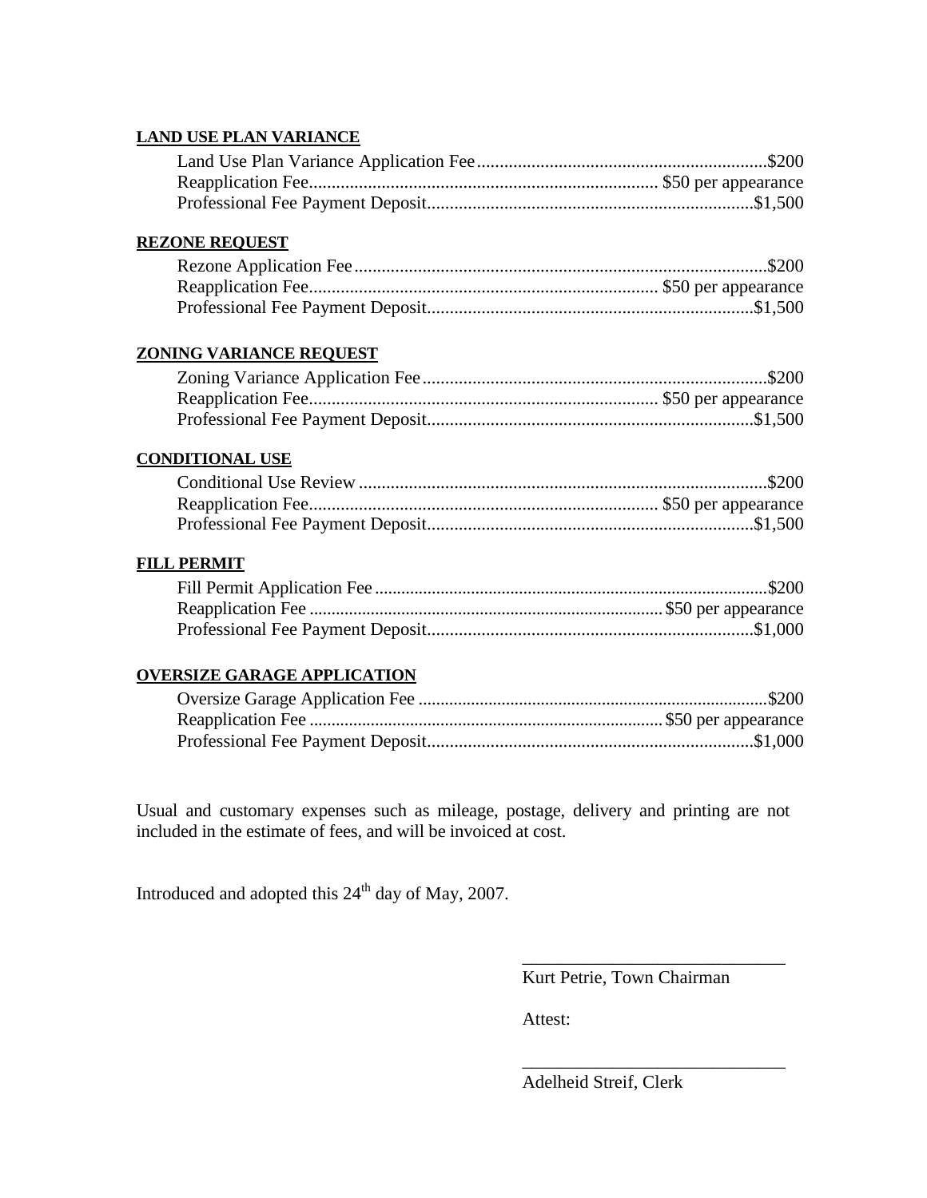**LAND USE PLAN VARIANCE**

Land Use Plan Variance Application Fee................................................................$200
Reapplication Fee............................................................................ $50 per appearance
Professional Fee Payment Deposit.......................................................................$1,500

**REZONE REQUEST**

Rezone Application Fee..........................................................................................$200
Reapplication Fee............................................................................ $50 per appearance
Professional Fee Payment Deposit.......................................................................$1,500

**ZONING VARIANCE REQUEST**

Zoning Variance Application Fee...........................................................................$200
Reapplication Fee............................................................................ $50 per appearance
Professional Fee Payment Deposit.......................................................................$1,500

**CONDITIONAL USE**

Conditional Use Review .........................................................................................$200
Reapplication Fee............................................................................ $50 per appearance
Professional Fee Payment Deposit.......................................................................$1,500

**FILL PERMIT**

Fill Permit Application Fee .........................................................................................$200
Reapplication Fee ............................................................................... $50 per appearance
Professional Fee Payment Deposit........................................................................$1,000

**OVERSIZE GARAGE APPLICATION**

Oversize Garage Application Fee ..............................................................................$200
Reapplication Fee ............................................................................... $50 per appearance
Professional Fee Payment Deposit........................................................................$1,000

Usual and customary expenses such as mileage, postage, delivery and printing are not included in the estimate of fees, and will be invoiced at cost.

Introduced and adopted this 24th day of May, 2007.

______________________________
Kurt Petrie, Town Chairman

Attest:

______________________________
Adelheid Streif, Clerk